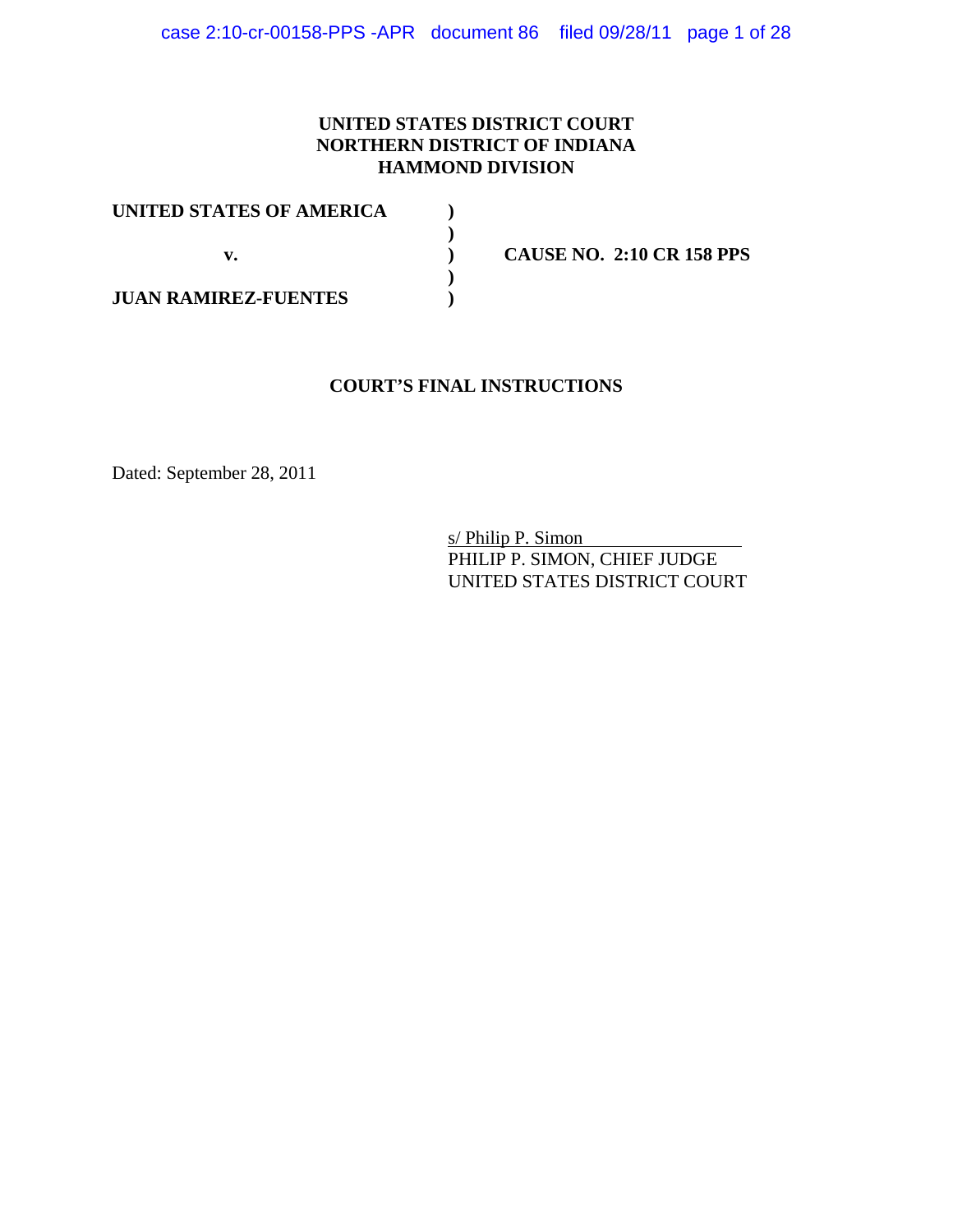**UNITED STATES DISTRICT COURT**
**NORTHERN DISTRICT OF INDIANA**
**HAMMOND DIVISION**

**UNITED STATES OF AMERICA** )
)
**v.** ) **CAUSE NO. 2:10 CR 158 PPS**
)
**JUAN RAMIREZ-FUENTES** )

## COURT'S FINAL INSTRUCTIONS

Dated: September 28, 2011

s/ Philip P. Simon
PHILIP P. SIMON, CHIEF JUDGE
UNITED STATES DISTRICT COURT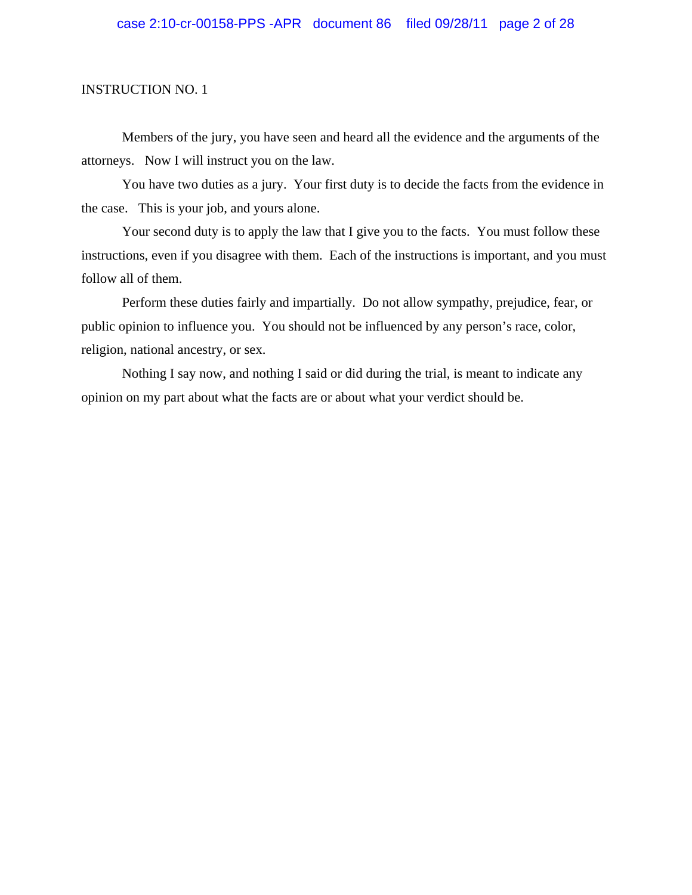INSTRUCTION NO. 1

Members of the jury, you have seen and heard all the evidence and the arguments of the attorneys. Now I will instruct you on the law.

You have two duties as a jury. Your first duty is to decide the facts from the evidence in the case. This is your job, and yours alone.

Your second duty is to apply the law that I give you to the facts. You must follow these instructions, even if you disagree with them. Each of the instructions is important, and you must follow all of them.

Perform these duties fairly and impartially. Do not allow sympathy, prejudice, fear, or public opinion to influence you. You should not be influenced by any person's race, color, religion, national ancestry, or sex.

Nothing I say now, and nothing I said or did during the trial, is meant to indicate any opinion on my part about what the facts are or about what your verdict should be.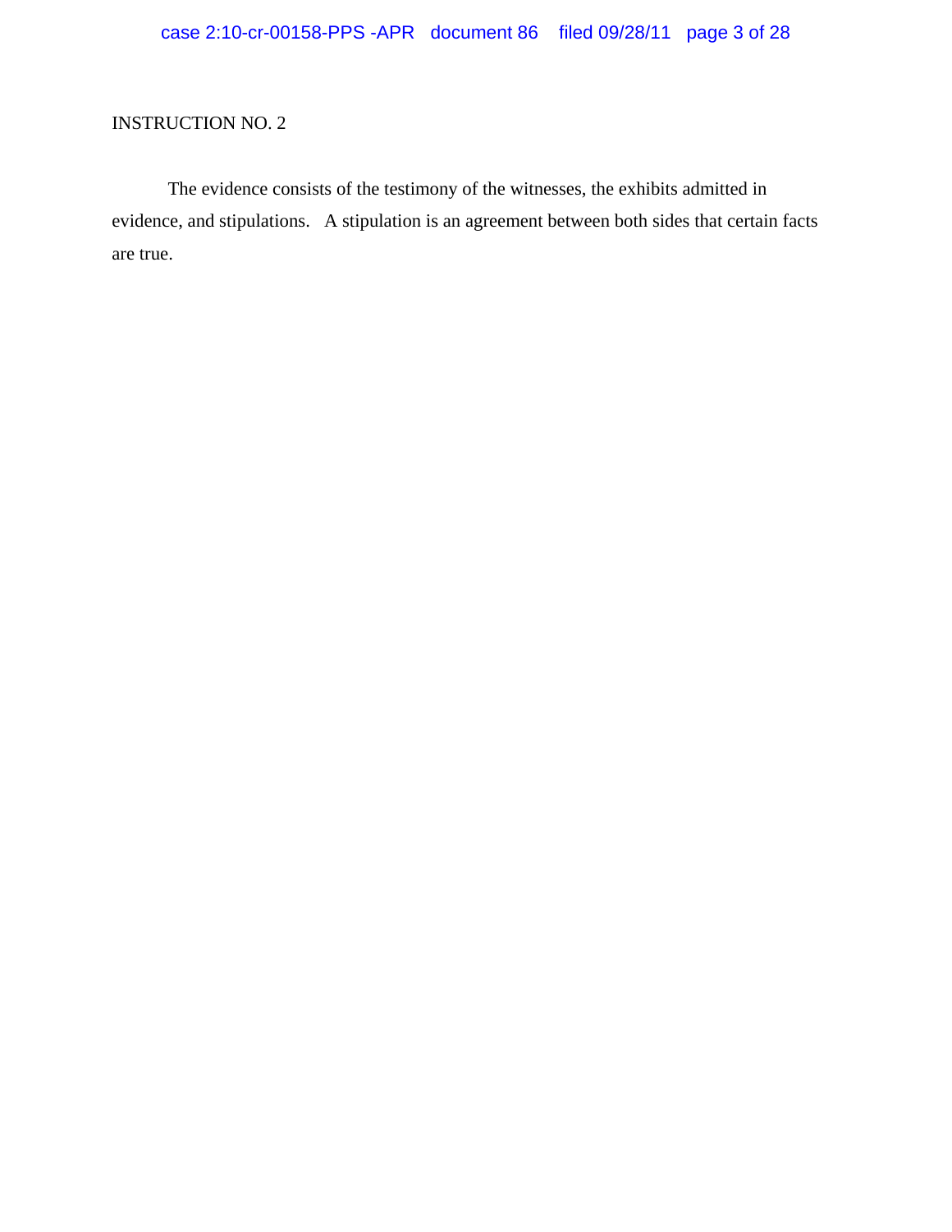INSTRUCTION NO. 2

The evidence consists of the testimony of the witnesses, the exhibits admitted in evidence, and stipulations. A stipulation is an agreement between both sides that certain facts are true.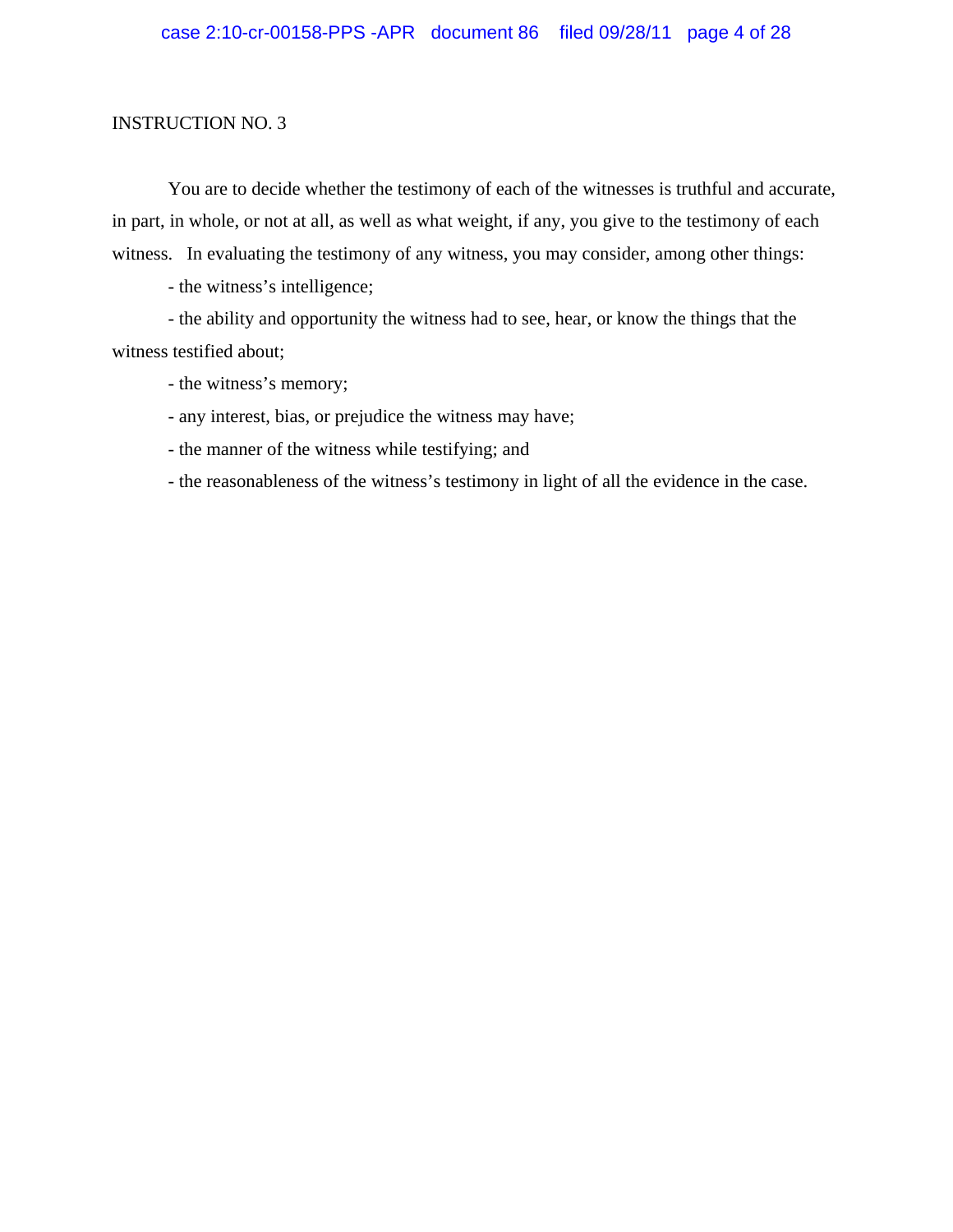INSTRUCTION NO. 3

You are to decide whether the testimony of each of the witnesses is truthful and accurate, in part, in whole, or not at all, as well as what weight, if any, you give to the testimony of each witness. In evaluating the testimony of any witness, you may consider, among other things:

- the witness's intelligence;
- the ability and opportunity the witness had to see, hear, or know the things that the witness testified about;
- the witness's memory;
- any interest, bias, or prejudice the witness may have;
- the manner of the witness while testifying; and
- the reasonableness of the witness's testimony in light of all the evidence in the case.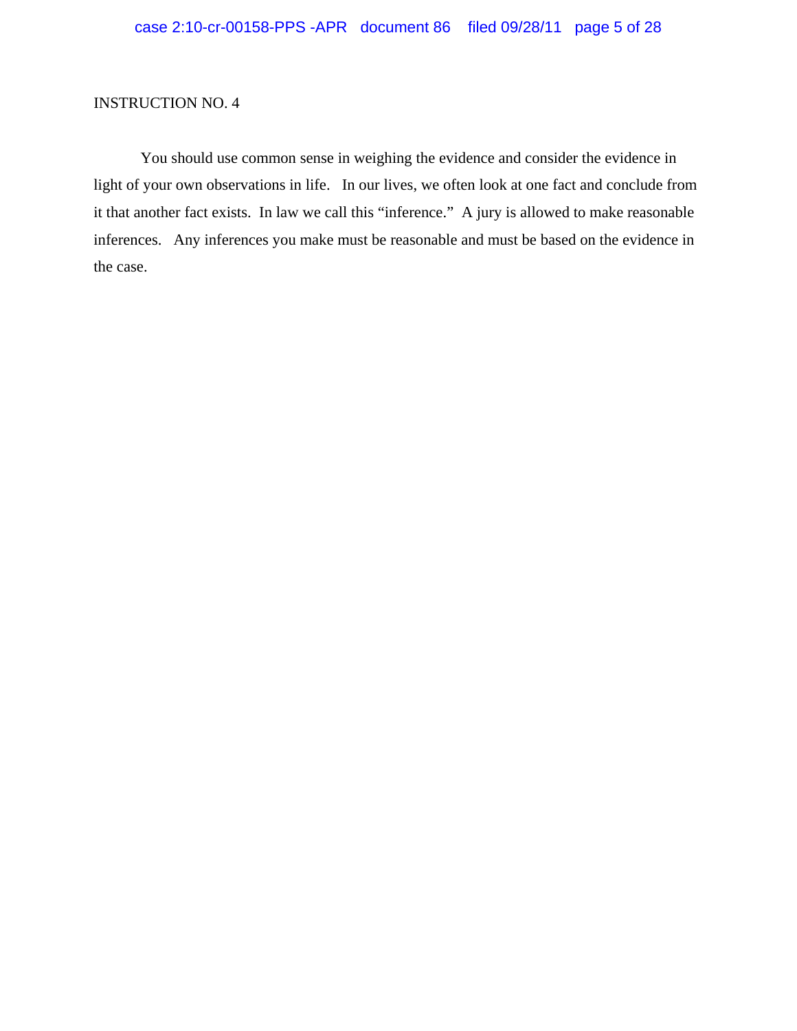INSTRUCTION NO. 4

You should use common sense in weighing the evidence and consider the evidence in light of your own observations in life. In our lives, we often look at one fact and conclude from it that another fact exists. In law we call this "inference." A jury is allowed to make reasonable inferences. Any inferences you make must be reasonable and must be based on the evidence in the case.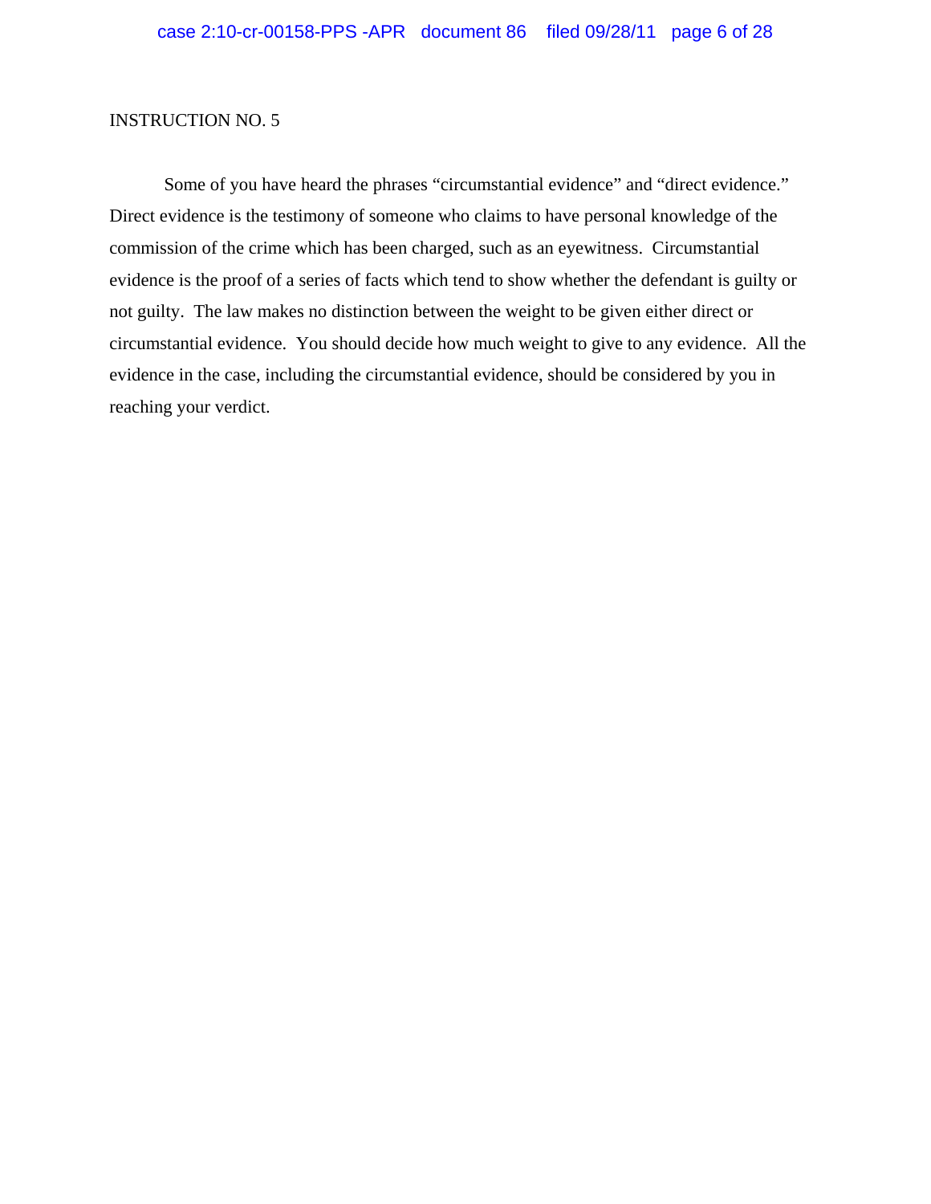INSTRUCTION NO. 5

Some of you have heard the phrases "circumstantial evidence" and "direct evidence." Direct evidence is the testimony of someone who claims to have personal knowledge of the commission of the crime which has been charged, such as an eyewitness. Circumstantial evidence is the proof of a series of facts which tend to show whether the defendant is guilty or not guilty. The law makes no distinction between the weight to be given either direct or circumstantial evidence. You should decide how much weight to give to any evidence. All the evidence in the case, including the circumstantial evidence, should be considered by you in reaching your verdict.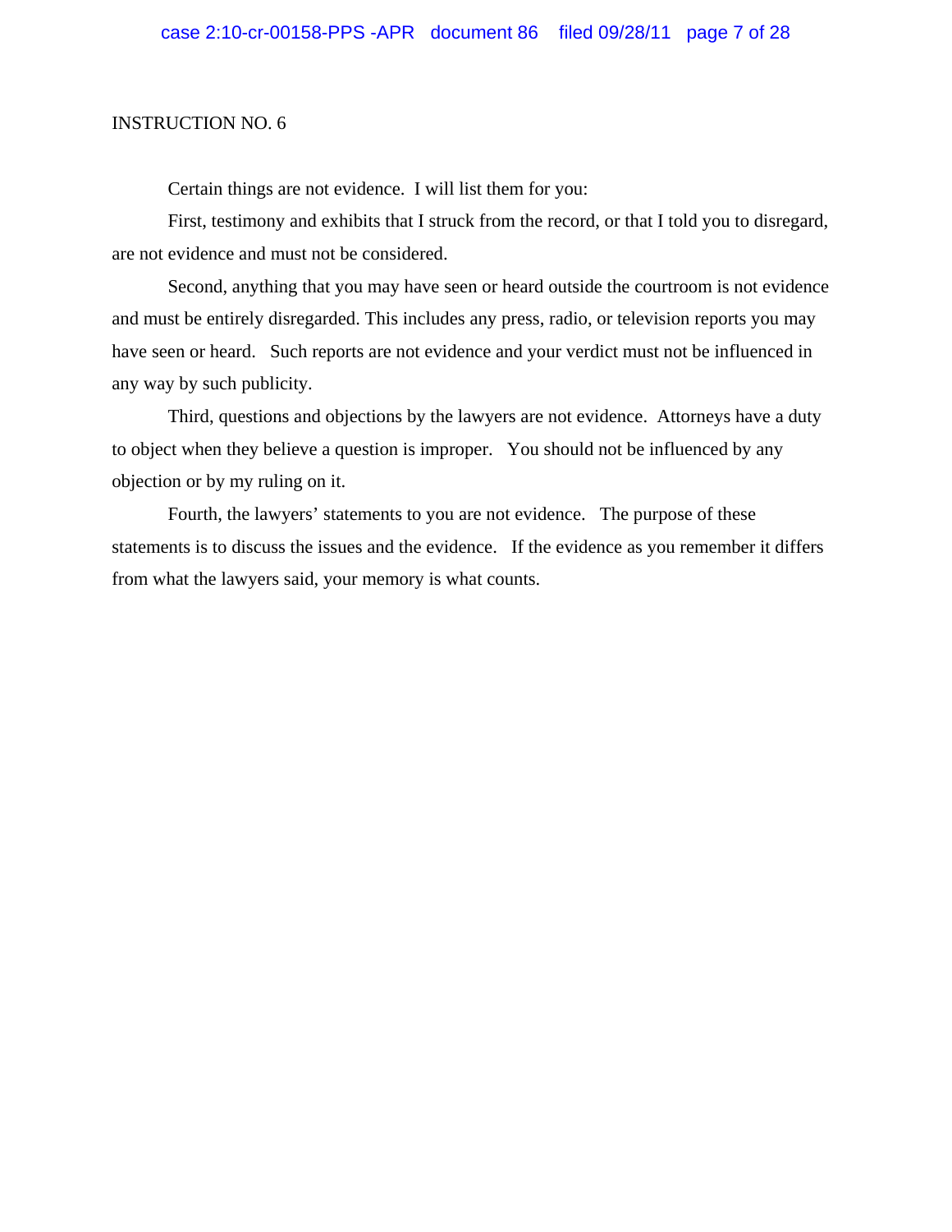INSTRUCTION NO. 6

Certain things are not evidence. I will list them for you:

First, testimony and exhibits that I struck from the record, or that I told you to disregard, are not evidence and must not be considered.

Second, anything that you may have seen or heard outside the courtroom is not evidence and must be entirely disregarded. This includes any press, radio, or television reports you may have seen or heard. Such reports are not evidence and your verdict must not be influenced in any way by such publicity.

Third, questions and objections by the lawyers are not evidence. Attorneys have a duty to object when they believe a question is improper. You should not be influenced by any objection or by my ruling on it.

Fourth, the lawyers' statements to you are not evidence. The purpose of these statements is to discuss the issues and the evidence. If the evidence as you remember it differs from what the lawyers said, your memory is what counts.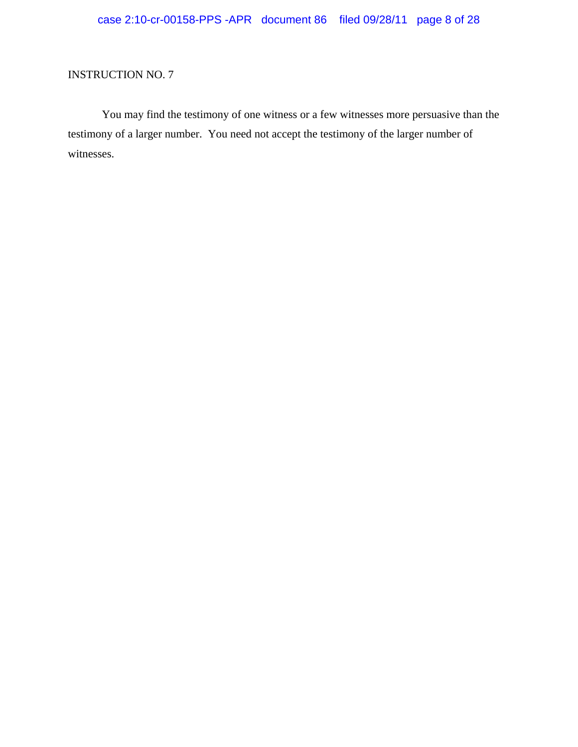INSTRUCTION NO. 7

You may find the testimony of one witness or a few witnesses more persuasive than the testimony of a larger number. You need not accept the testimony of the larger number of witnesses.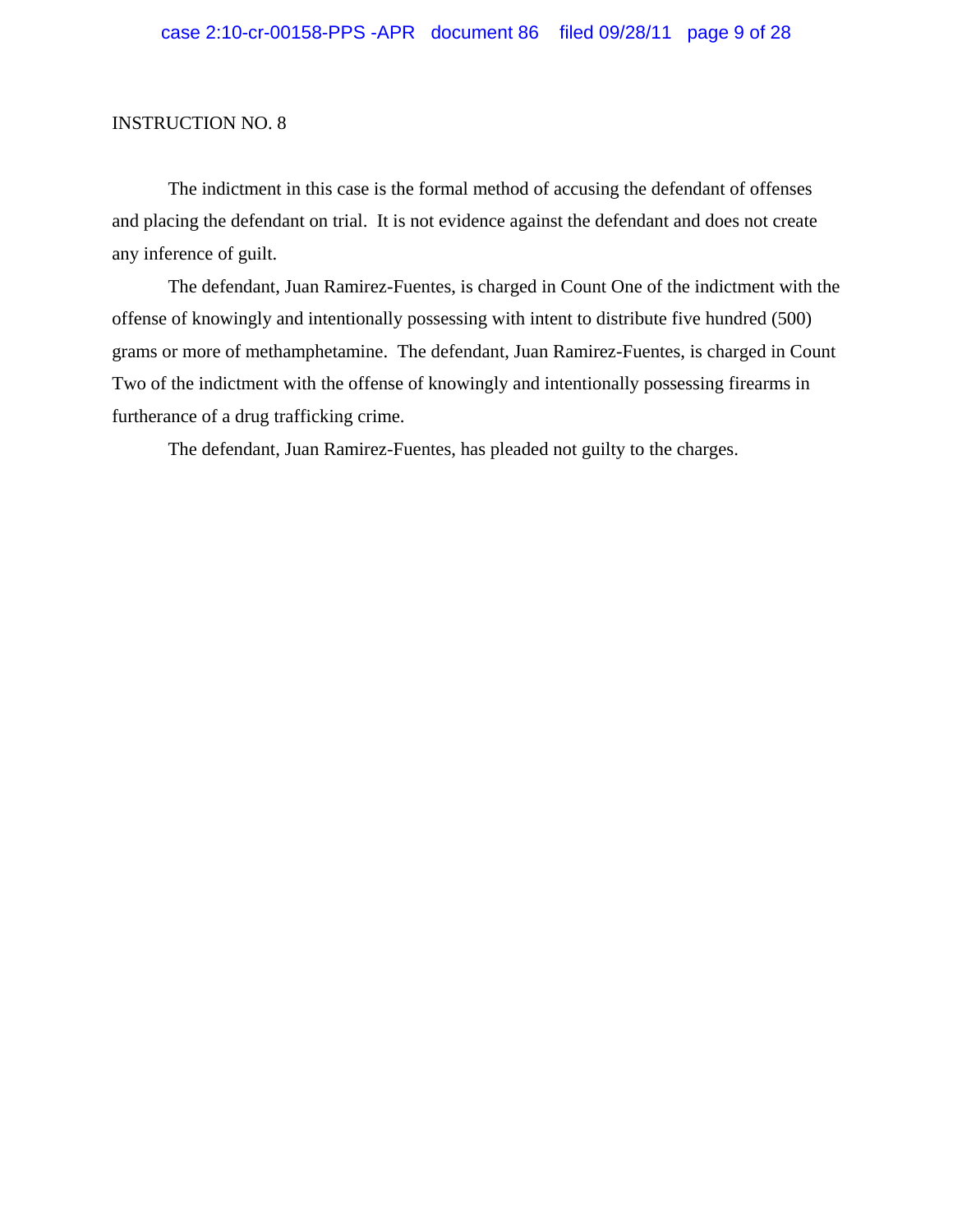INSTRUCTION NO. 8

The indictment in this case is the formal method of accusing the defendant of offenses and placing the defendant on trial. It is not evidence against the defendant and does not create any inference of guilt.

The defendant, Juan Ramirez-Fuentes, is charged in Count One of the indictment with the offense of knowingly and intentionally possessing with intent to distribute five hundred (500) grams or more of methamphetamine. The defendant, Juan Ramirez-Fuentes, is charged in Count Two of the indictment with the offense of knowingly and intentionally possessing firearms in furtherance of a drug trafficking crime.

The defendant, Juan Ramirez-Fuentes, has pleaded not guilty to the charges.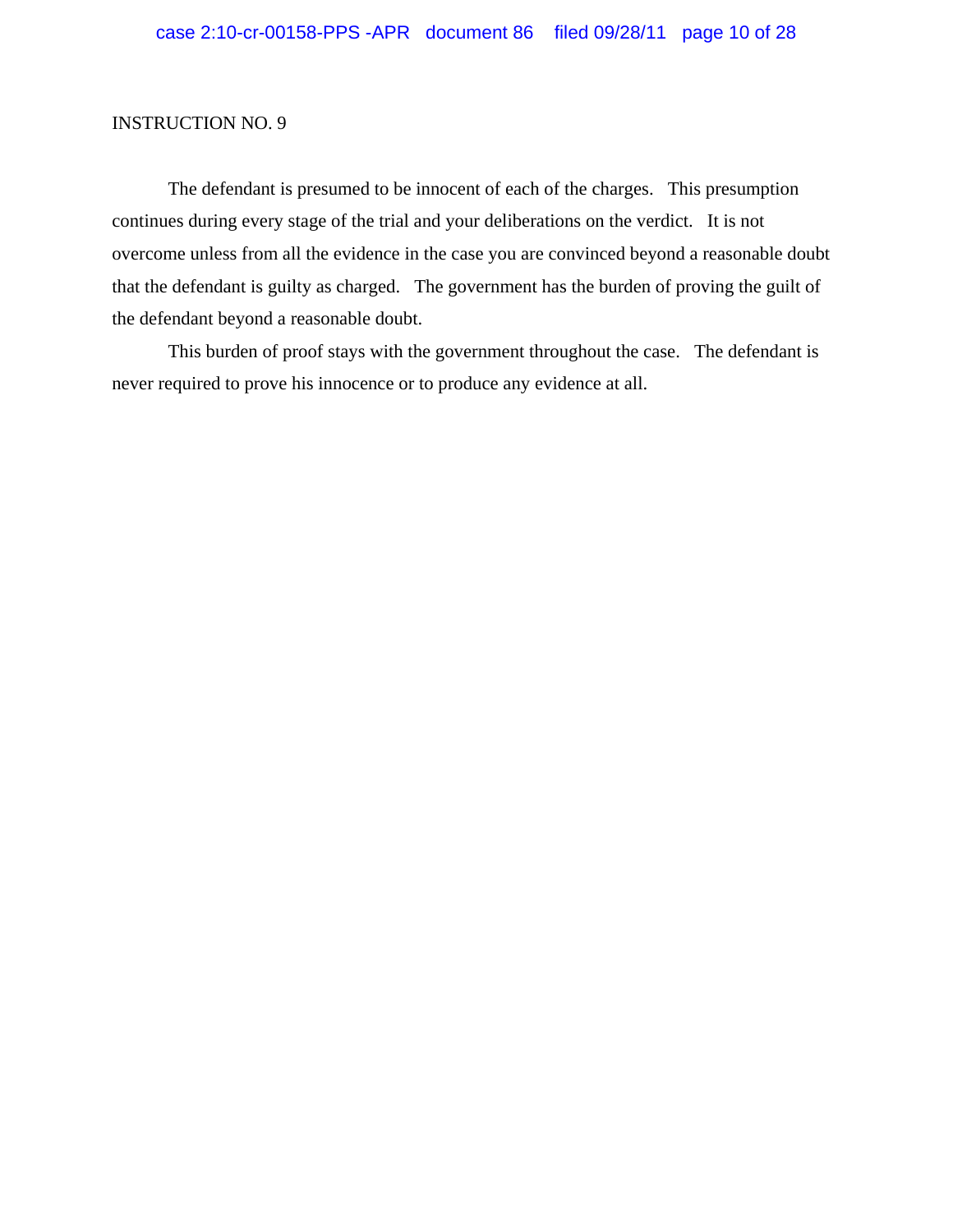INSTRUCTION NO. 9

The defendant is presumed to be innocent of each of the charges. This presumption continues during every stage of the trial and your deliberations on the verdict. It is not overcome unless from all the evidence in the case you are convinced beyond a reasonable doubt that the defendant is guilty as charged. The government has the burden of proving the guilt of the defendant beyond a reasonable doubt.

This burden of proof stays with the government throughout the case. The defendant is never required to prove his innocence or to produce any evidence at all.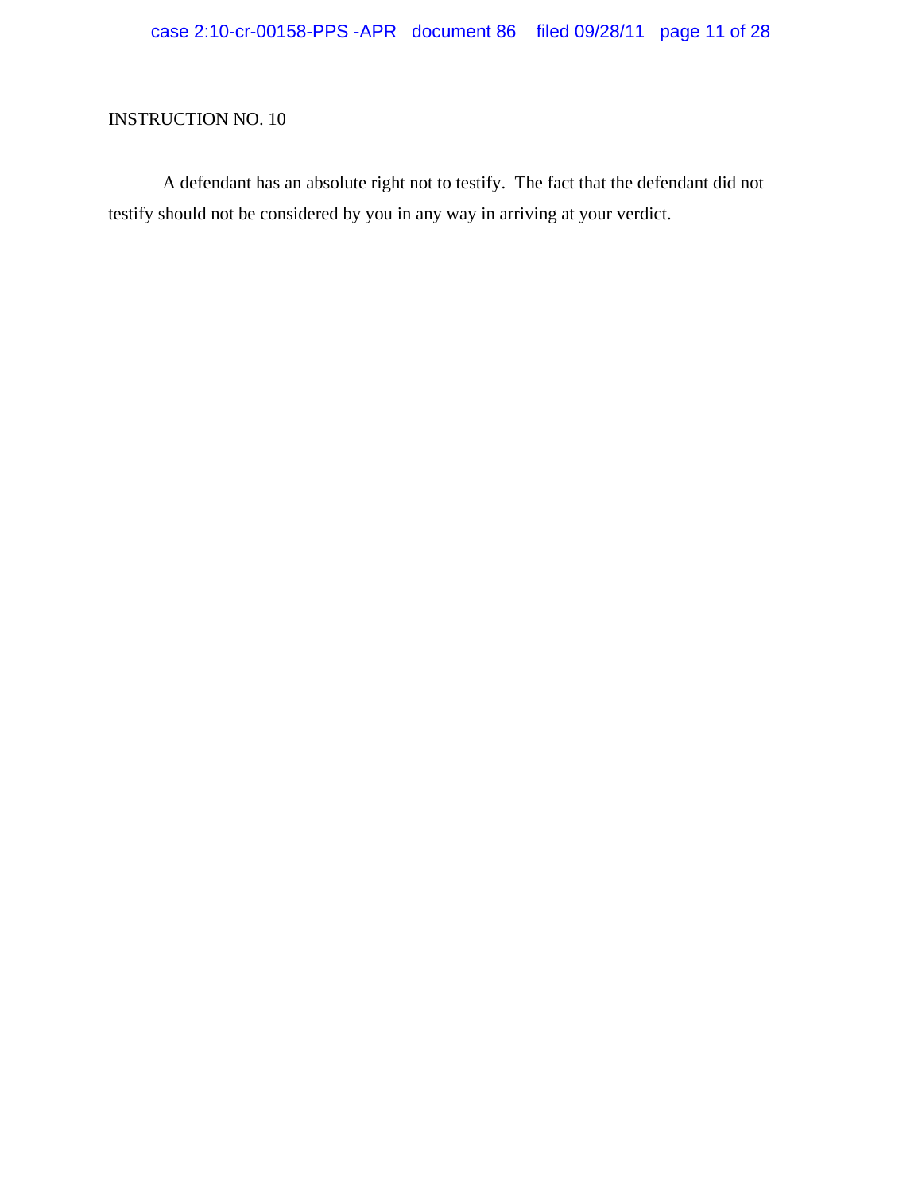INSTRUCTION NO. 10

A defendant has an absolute right not to testify. The fact that the defendant did not testify should not be considered by you in any way in arriving at your verdict.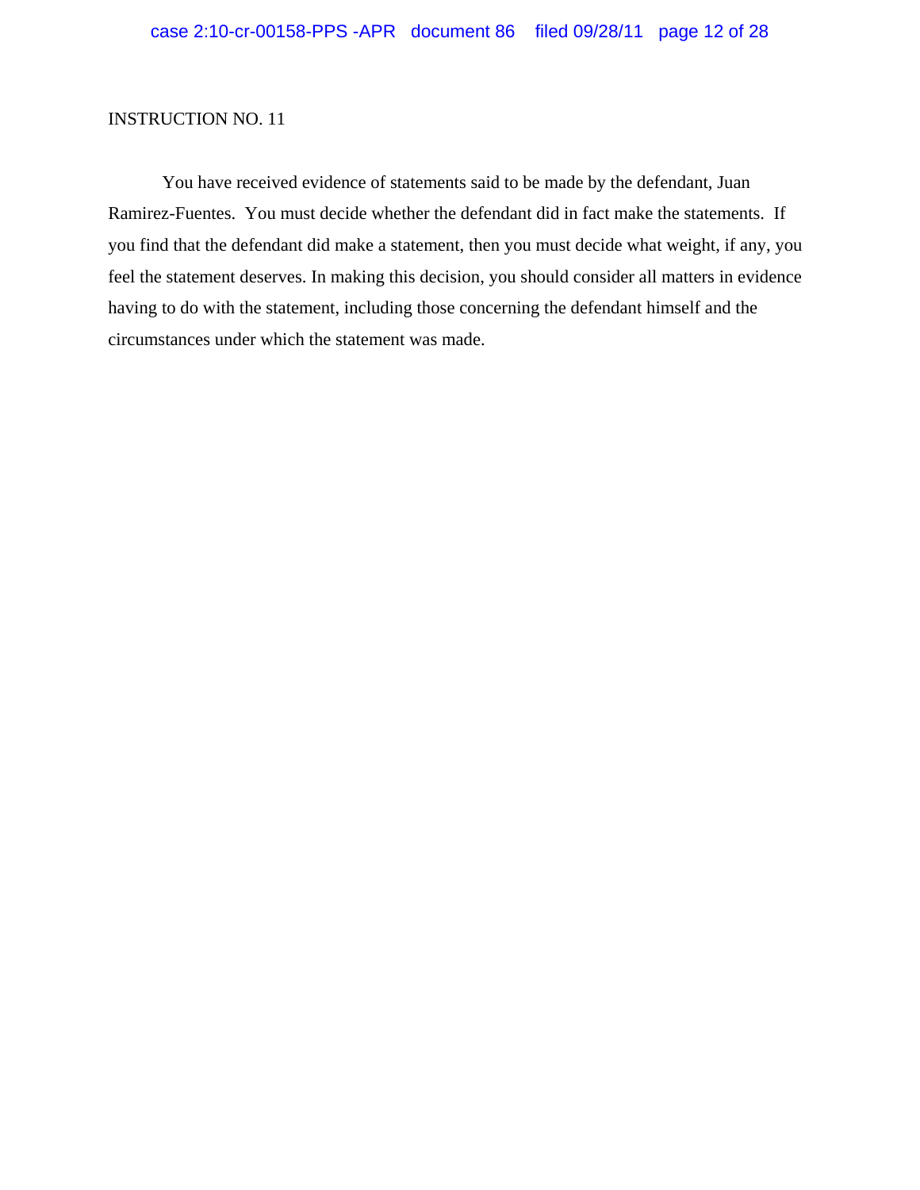INSTRUCTION NO. 11

You have received evidence of statements said to be made by the defendant, Juan Ramirez-Fuentes. You must decide whether the defendant did in fact make the statements. If you find that the defendant did make a statement, then you must decide what weight, if any, you feel the statement deserves. In making this decision, you should consider all matters in evidence having to do with the statement, including those concerning the defendant himself and the circumstances under which the statement was made.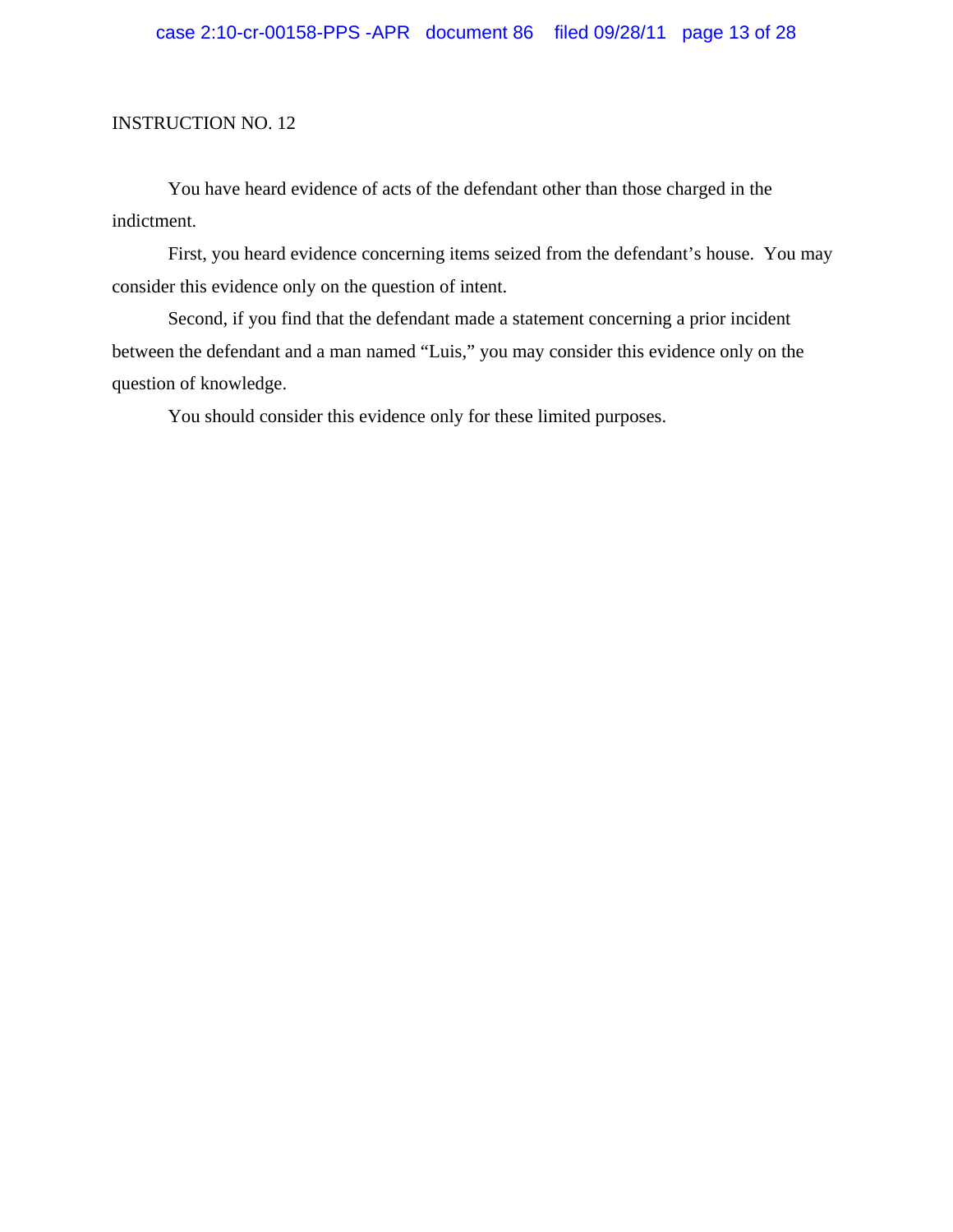INSTRUCTION NO. 12

You have heard evidence of acts of the defendant other than those charged in the indictment.

First, you heard evidence concerning items seized from the defendant's house. You may consider this evidence only on the question of intent.

Second, if you find that the defendant made a statement concerning a prior incident between the defendant and a man named "Luis," you may consider this evidence only on the question of knowledge.

You should consider this evidence only for these limited purposes.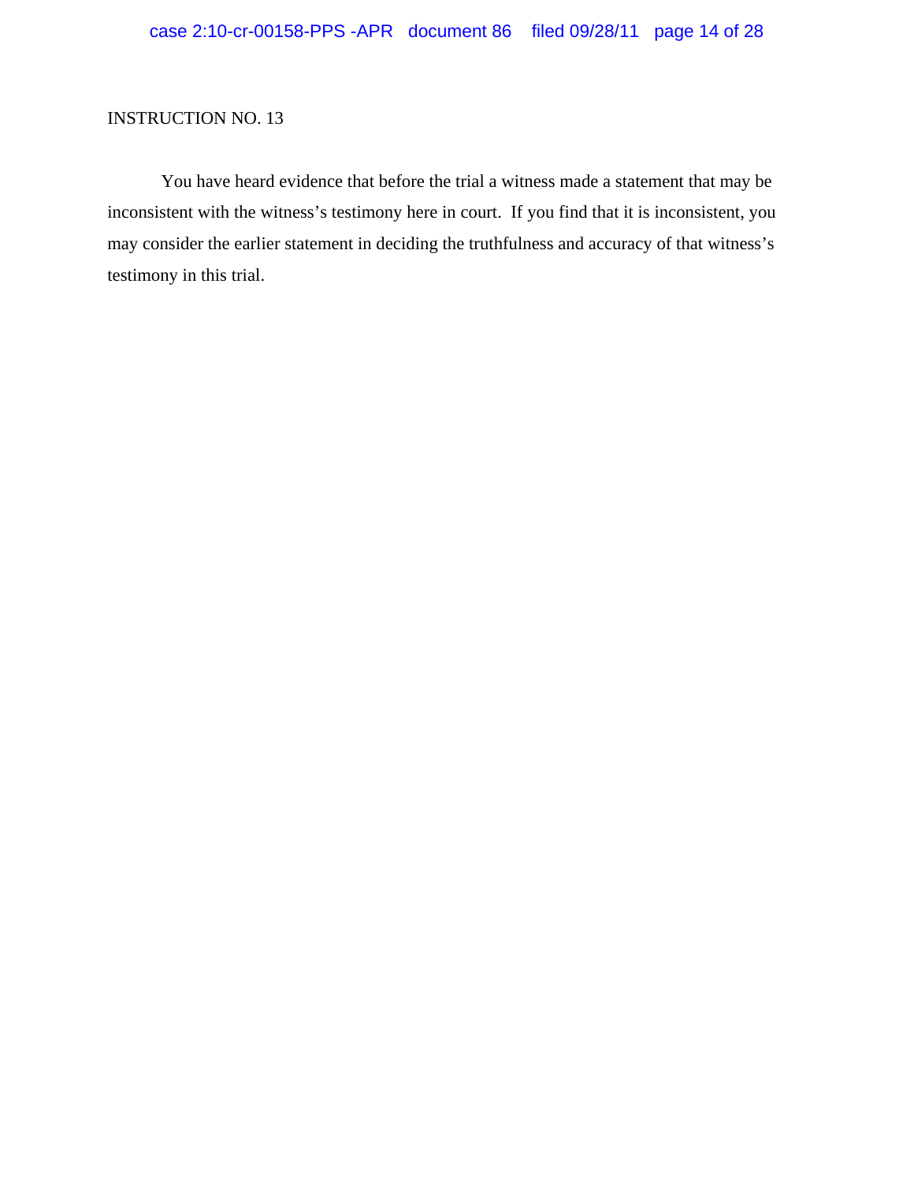INSTRUCTION NO. 13

You have heard evidence that before the trial a witness made a statement that may be inconsistent with the witness's testimony here in court. If you find that it is inconsistent, you may consider the earlier statement in deciding the truthfulness and accuracy of that witness's testimony in this trial.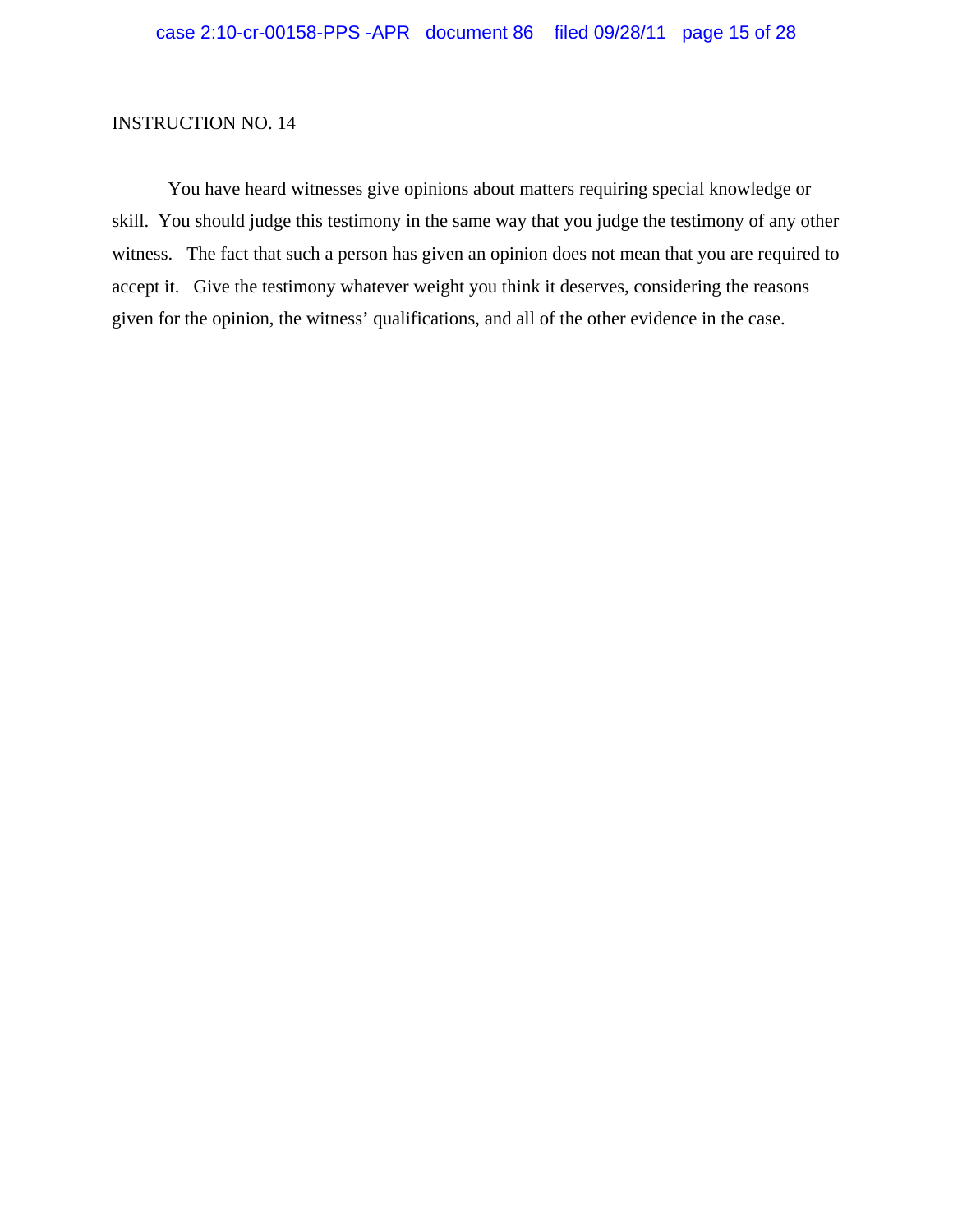INSTRUCTION NO. 14

You have heard witnesses give opinions about matters requiring special knowledge or skill. You should judge this testimony in the same way that you judge the testimony of any other witness. The fact that such a person has given an opinion does not mean that you are required to accept it. Give the testimony whatever weight you think it deserves, considering the reasons given for the opinion, the witness' qualifications, and all of the other evidence in the case.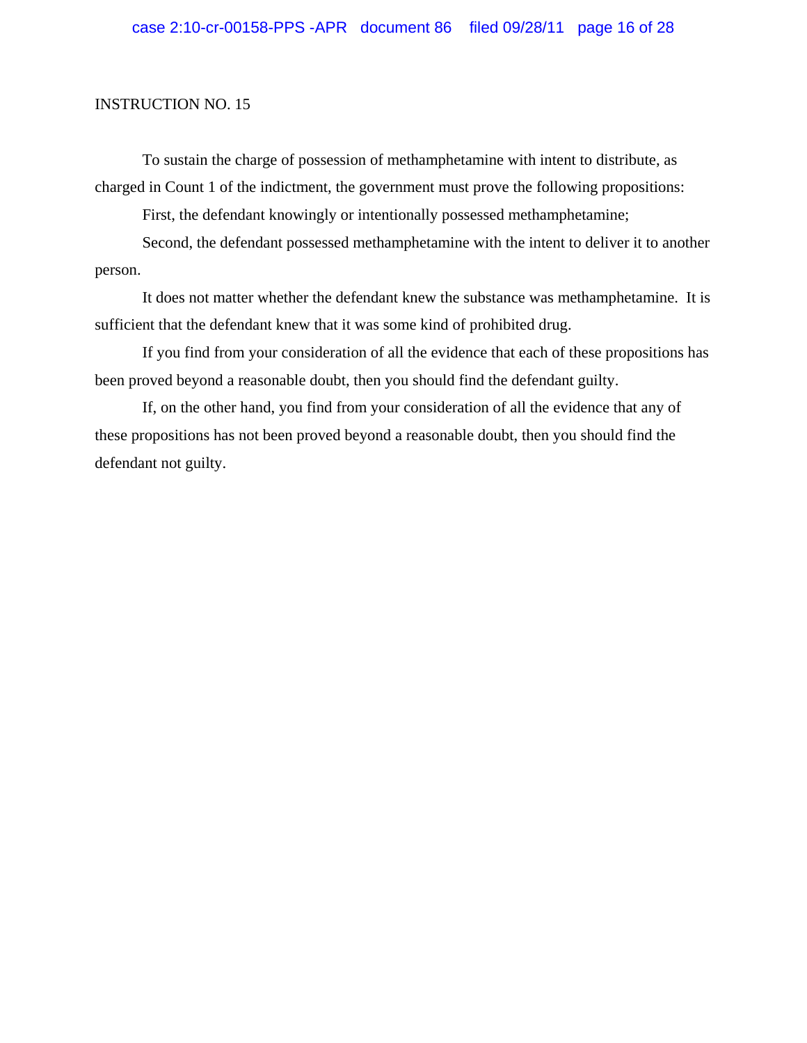INSTRUCTION NO. 15

To sustain the charge of possession of methamphetamine with intent to distribute, as charged in Count 1 of the indictment, the government must prove the following propositions:

First, the defendant knowingly or intentionally possessed methamphetamine;

Second, the defendant possessed methamphetamine with the intent to deliver it to another person.

It does not matter whether the defendant knew the substance was methamphetamine. It is sufficient that the defendant knew that it was some kind of prohibited drug.

If you find from your consideration of all the evidence that each of these propositions has been proved beyond a reasonable doubt, then you should find the defendant guilty.

If, on the other hand, you find from your consideration of all the evidence that any of these propositions has not been proved beyond a reasonable doubt, then you should find the defendant not guilty.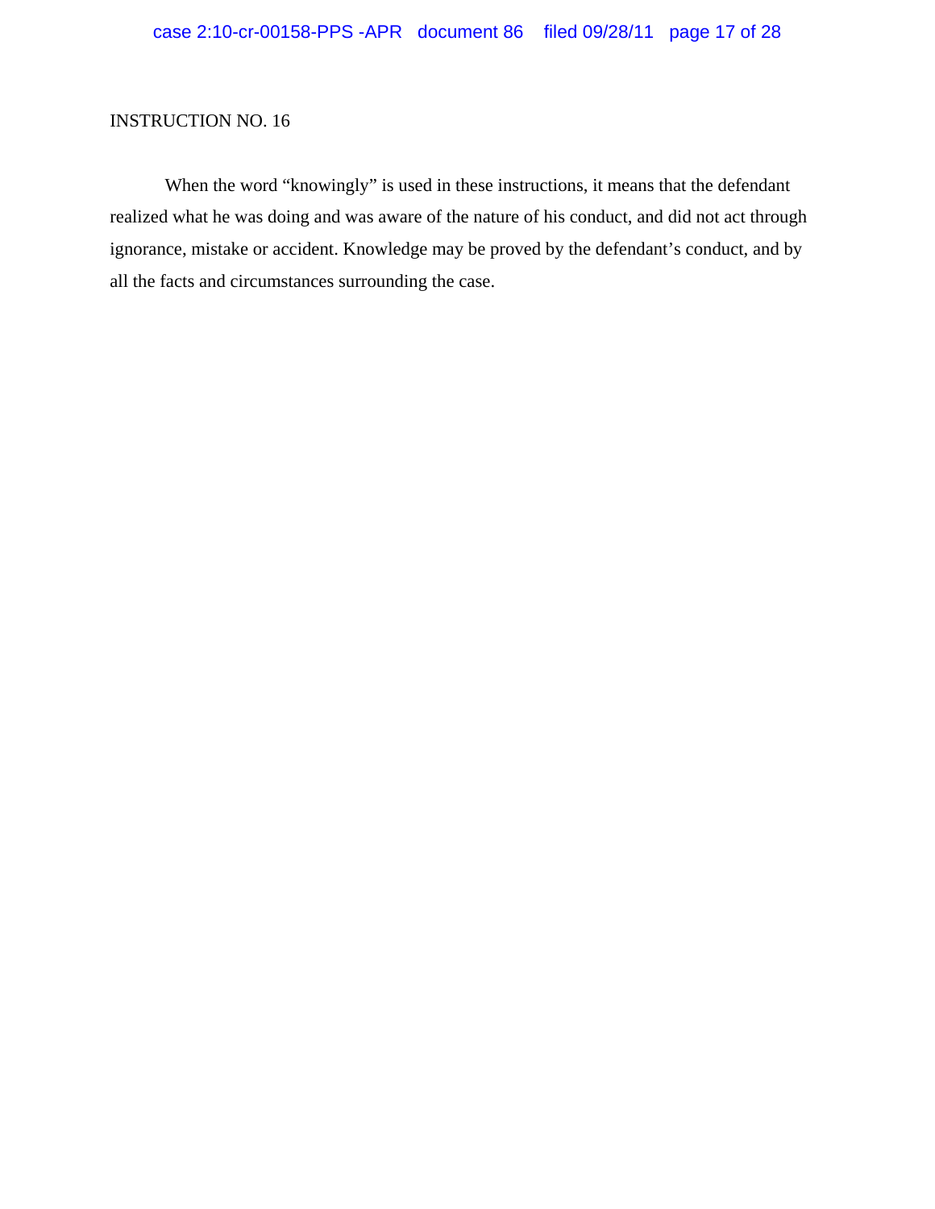INSTRUCTION NO. 16

When the word “knowingly” is used in these instructions, it means that the defendant realized what he was doing and was aware of the nature of his conduct, and did not act through ignorance, mistake or accident. Knowledge may be proved by the defendant’s conduct, and by all the facts and circumstances surrounding the case.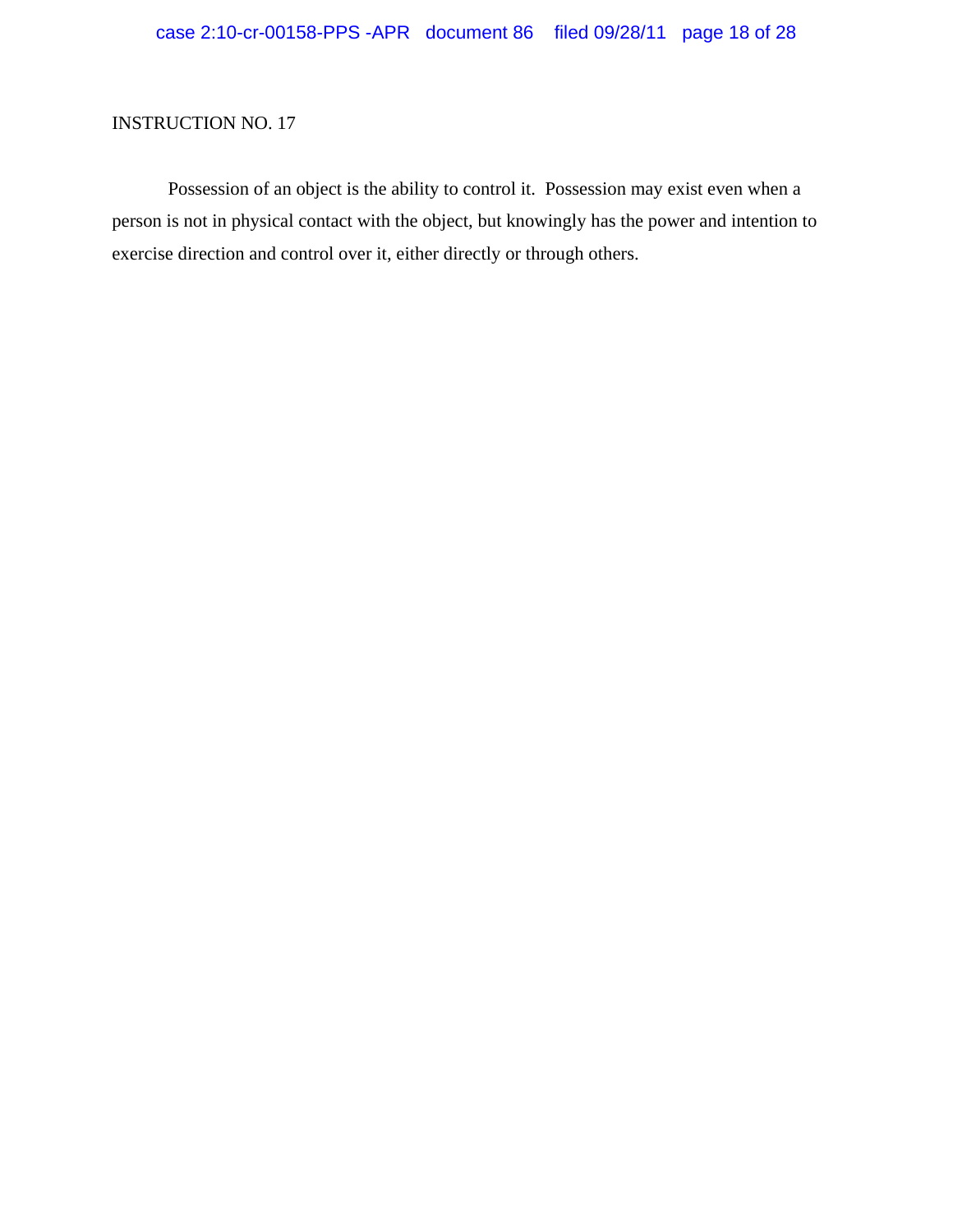INSTRUCTION NO. 17

Possession of an object is the ability to control it. Possession may exist even when a person is not in physical contact with the object, but knowingly has the power and intention to exercise direction and control over it, either directly or through others.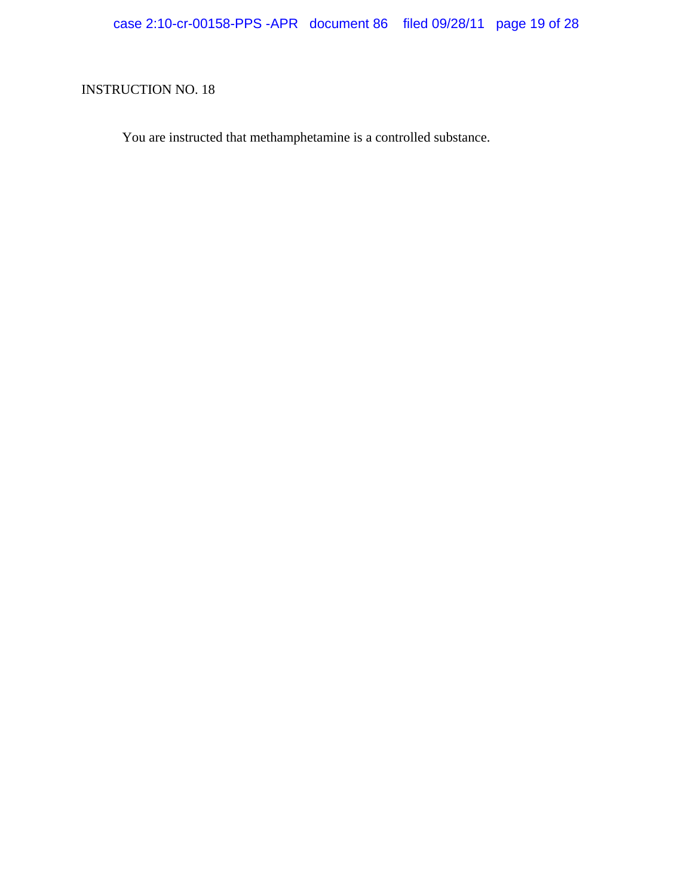INSTRUCTION NO. 18

You are instructed that methamphetamine is a controlled substance.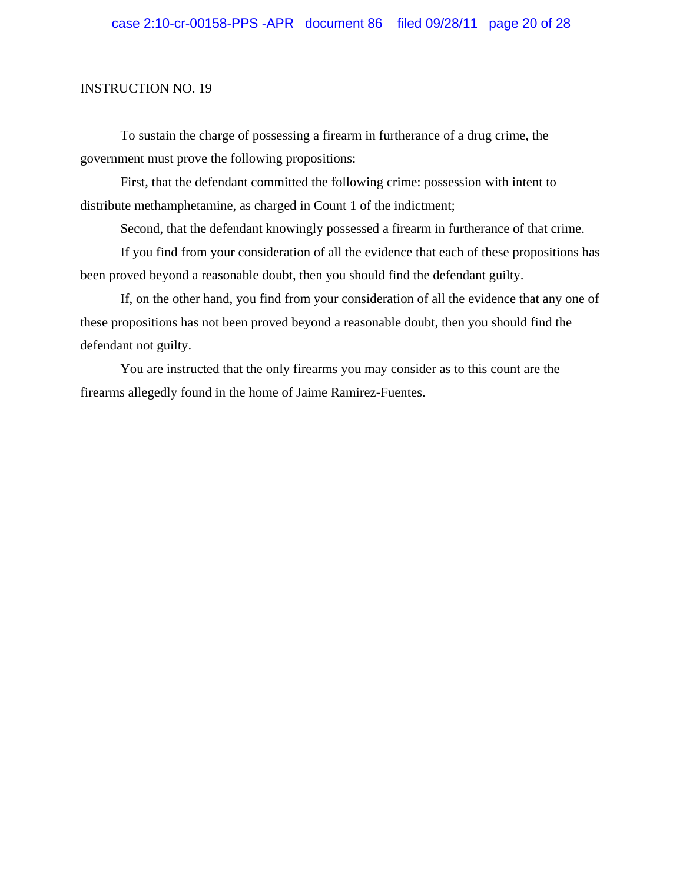INSTRUCTION NO. 19

To sustain the charge of possessing a firearm in furtherance of a drug crime, the government must prove the following propositions:

First, that the defendant committed the following crime: possession with intent to distribute methamphetamine, as charged in Count 1 of the indictment;

Second, that the defendant knowingly possessed a firearm in furtherance of that crime.

If you find from your consideration of all the evidence that each of these propositions has been proved beyond a reasonable doubt, then you should find the defendant guilty.

If, on the other hand, you find from your consideration of all the evidence that any one of these propositions has not been proved beyond a reasonable doubt, then you should find the defendant not guilty.

You are instructed that the only firearms you may consider as to this count are the firearms allegedly found in the home of Jaime Ramirez-Fuentes.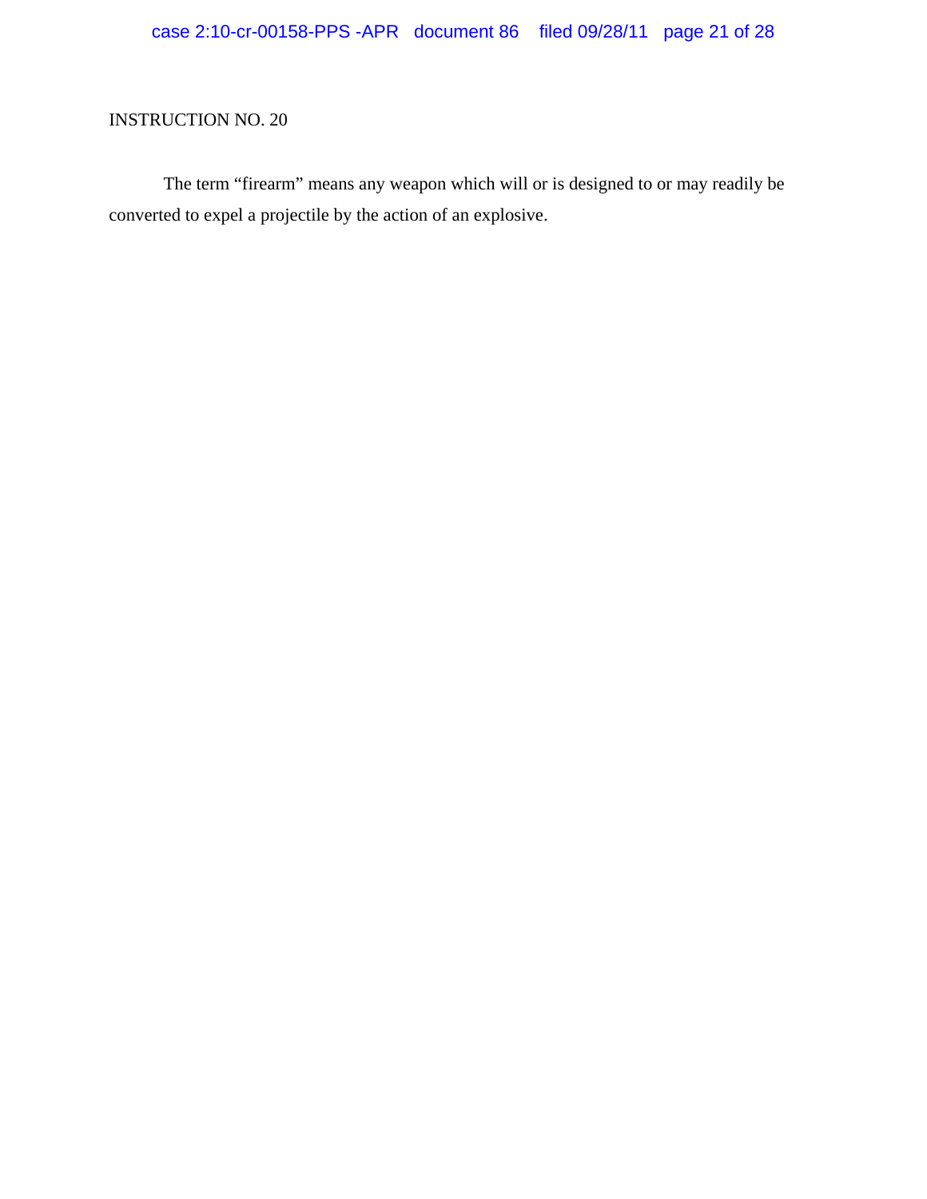INSTRUCTION NO. 20

The term "firearm" means any weapon which will or is designed to or may readily be converted to expel a projectile by the action of an explosive.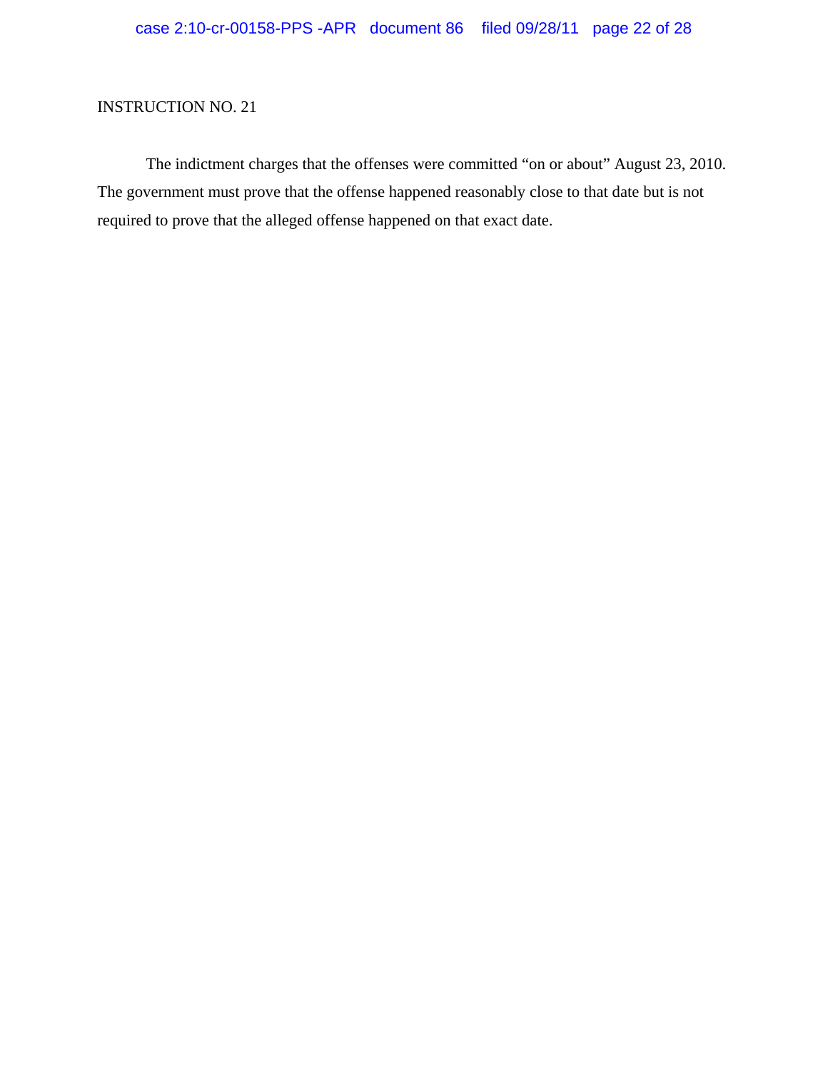INSTRUCTION NO. 21

The indictment charges that the offenses were committed "on or about" August 23, 2010. The government must prove that the offense happened reasonably close to that date but is not required to prove that the alleged offense happened on that exact date.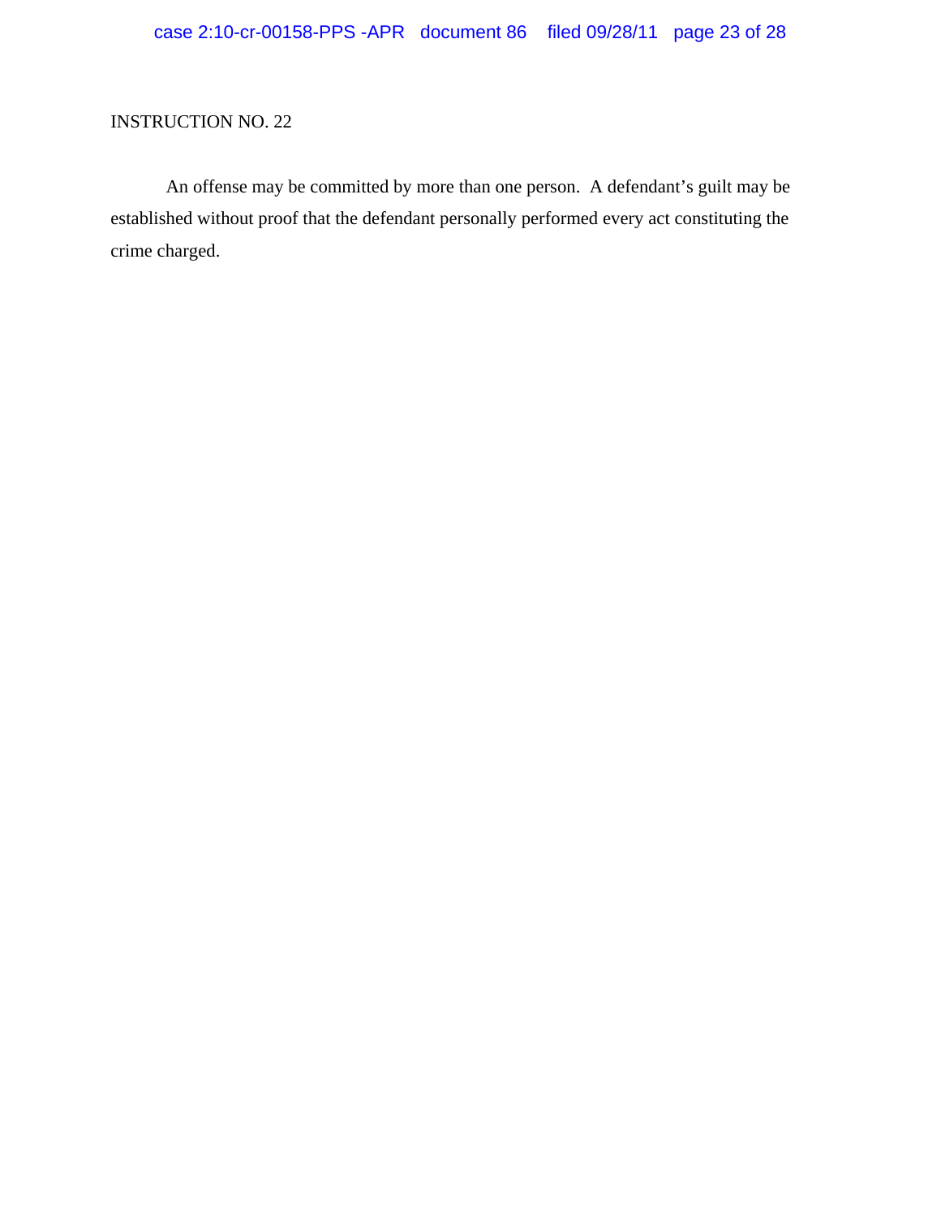INSTRUCTION NO. 22

An offense may be committed by more than one person. A defendant's guilt may be established without proof that the defendant personally performed every act constituting the crime charged.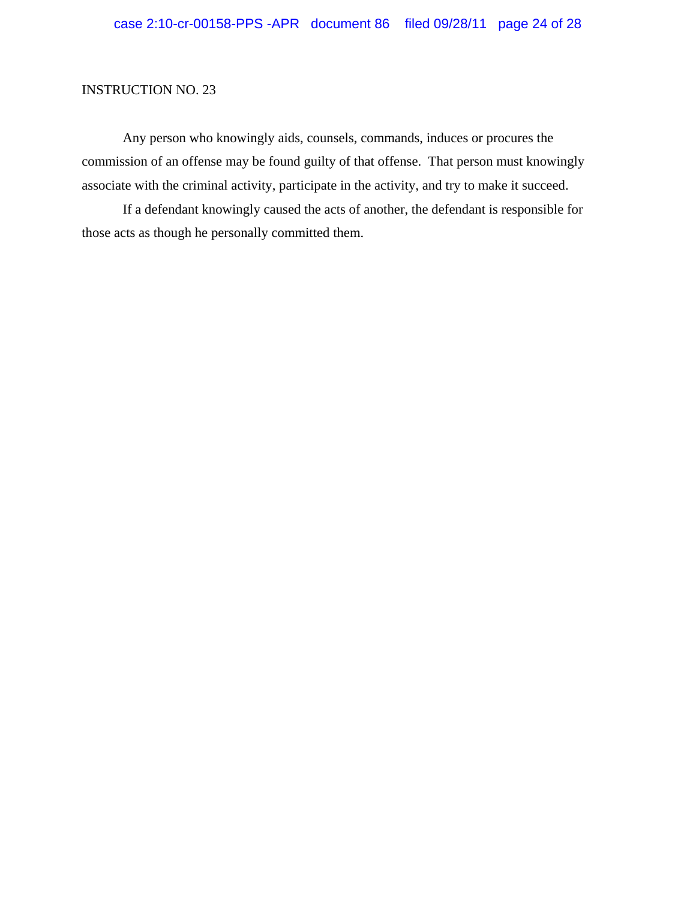INSTRUCTION NO. 23

Any person who knowingly aids, counsels, commands, induces or procures the commission of an offense may be found guilty of that offense. That person must knowingly associate with the criminal activity, participate in the activity, and try to make it succeed.

If a defendant knowingly caused the acts of another, the defendant is responsible for those acts as though he personally committed them.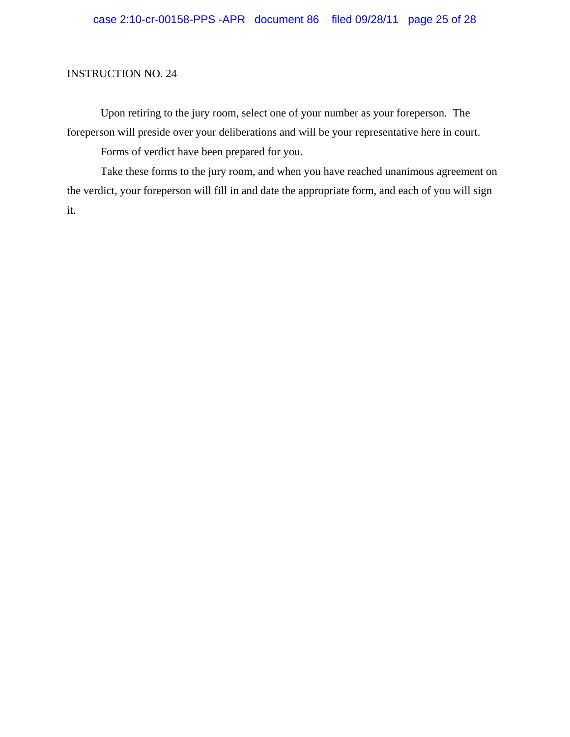INSTRUCTION NO. 24

Upon retiring to the jury room, select one of your number as your foreperson. The foreperson will preside over your deliberations and will be your representative here in court.

Forms of verdict have been prepared for you.

Take these forms to the jury room, and when you have reached unanimous agreement on the verdict, your foreperson will fill in and date the appropriate form, and each of you will sign it.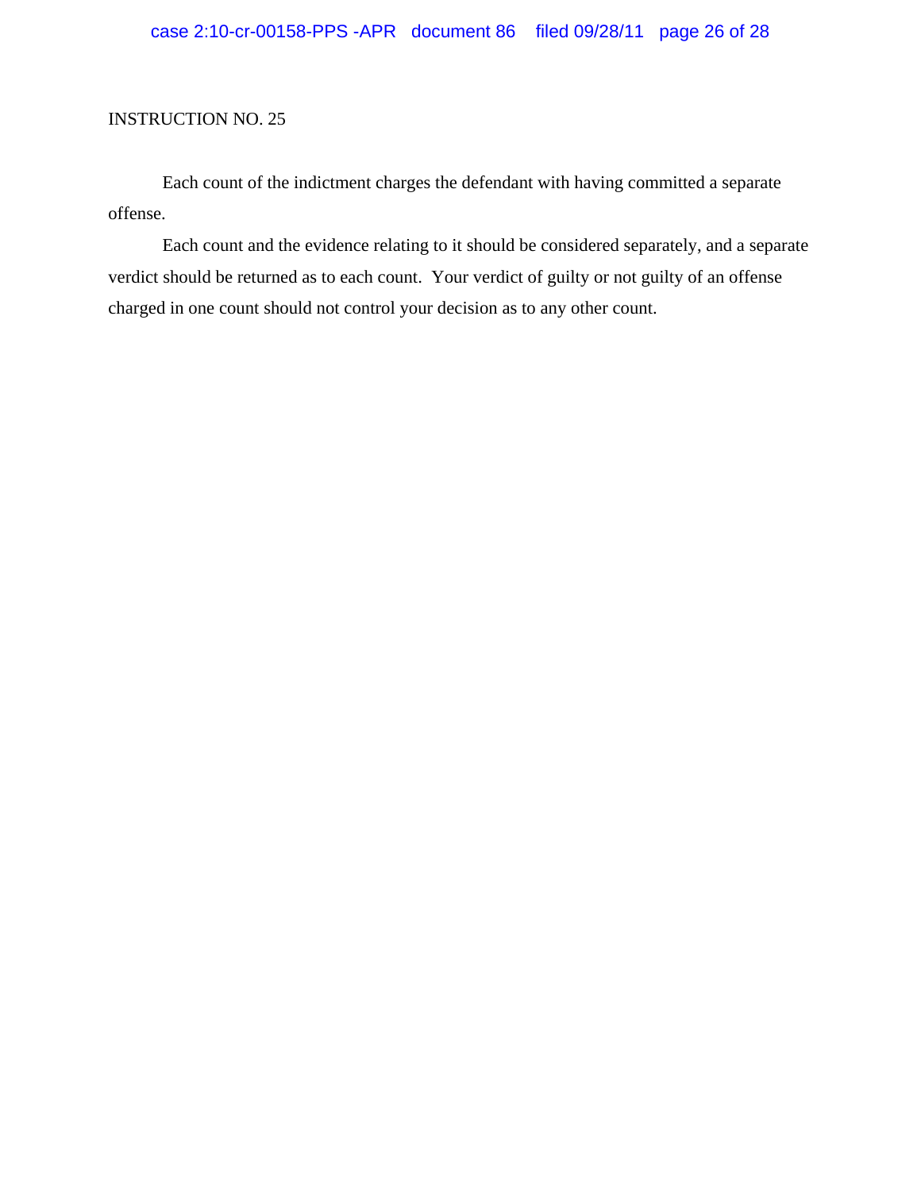INSTRUCTION NO. 25

Each count of the indictment charges the defendant with having committed a separate offense.

Each count and the evidence relating to it should be considered separately, and a separate verdict should be returned as to each count. Your verdict of guilty or not guilty of an offense charged in one count should not control your decision as to any other count.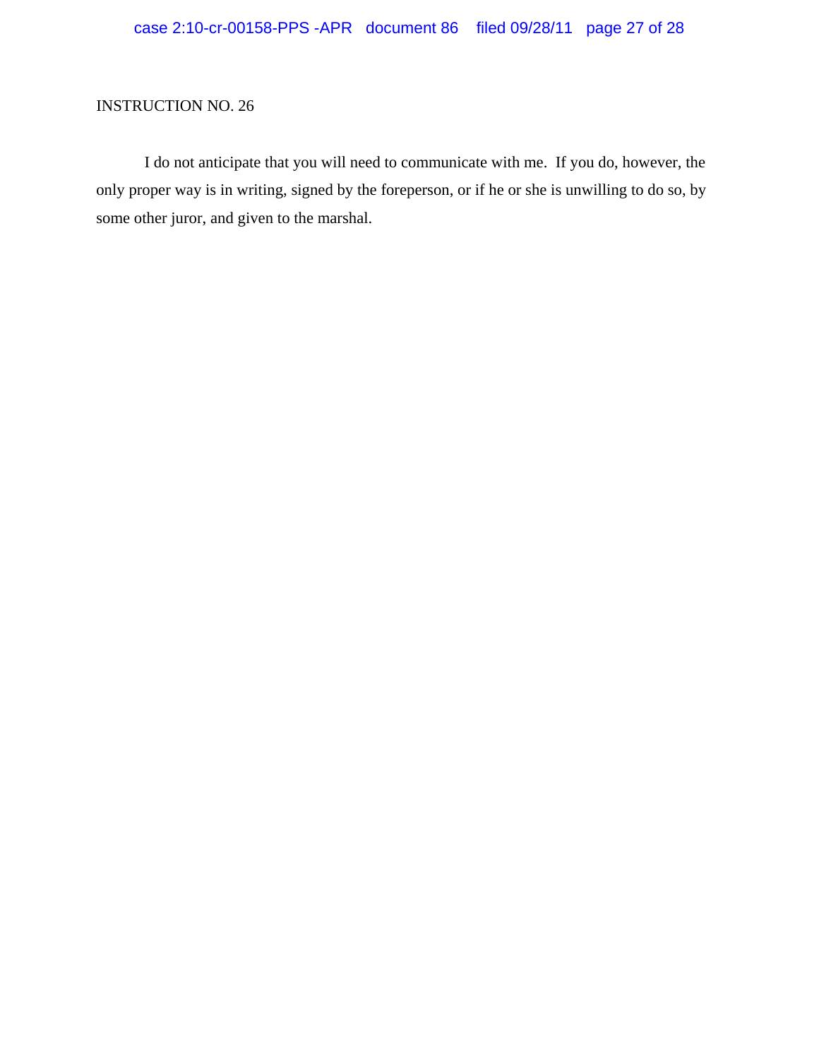INSTRUCTION NO. 26

I do not anticipate that you will need to communicate with me. If you do, however, the only proper way is in writing, signed by the foreperson, or if he or she is unwilling to do so, by some other juror, and given to the marshal.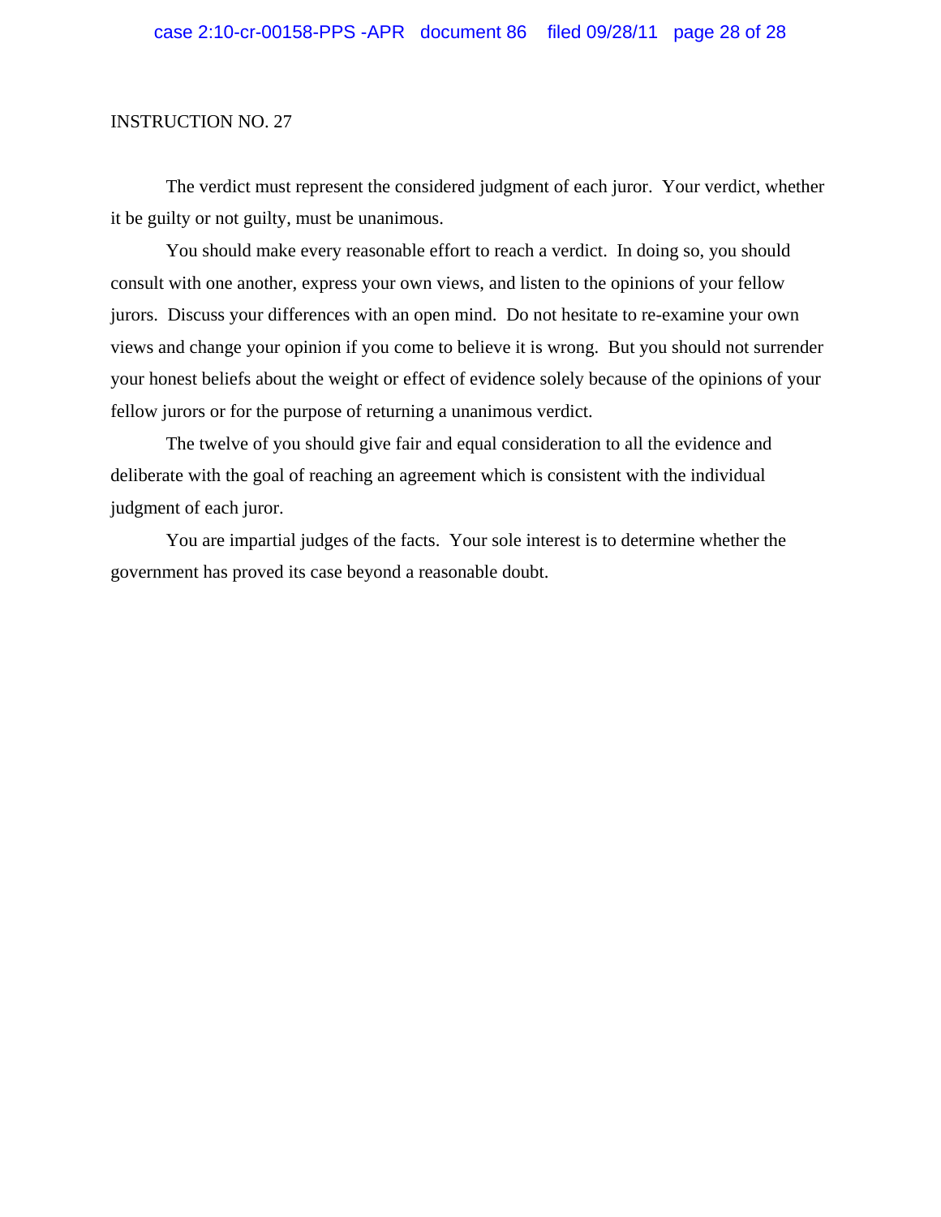INSTRUCTION NO. 27

The verdict must represent the considered judgment of each juror. Your verdict, whether it be guilty or not guilty, must be unanimous.

You should make every reasonable effort to reach a verdict. In doing so, you should consult with one another, express your own views, and listen to the opinions of your fellow jurors. Discuss your differences with an open mind. Do not hesitate to re-examine your own views and change your opinion if you come to believe it is wrong. But you should not surrender your honest beliefs about the weight or effect of evidence solely because of the opinions of your fellow jurors or for the purpose of returning a unanimous verdict.

The twelve of you should give fair and equal consideration to all the evidence and deliberate with the goal of reaching an agreement which is consistent with the individual judgment of each juror.

You are impartial judges of the facts. Your sole interest is to determine whether the government has proved its case beyond a reasonable doubt.